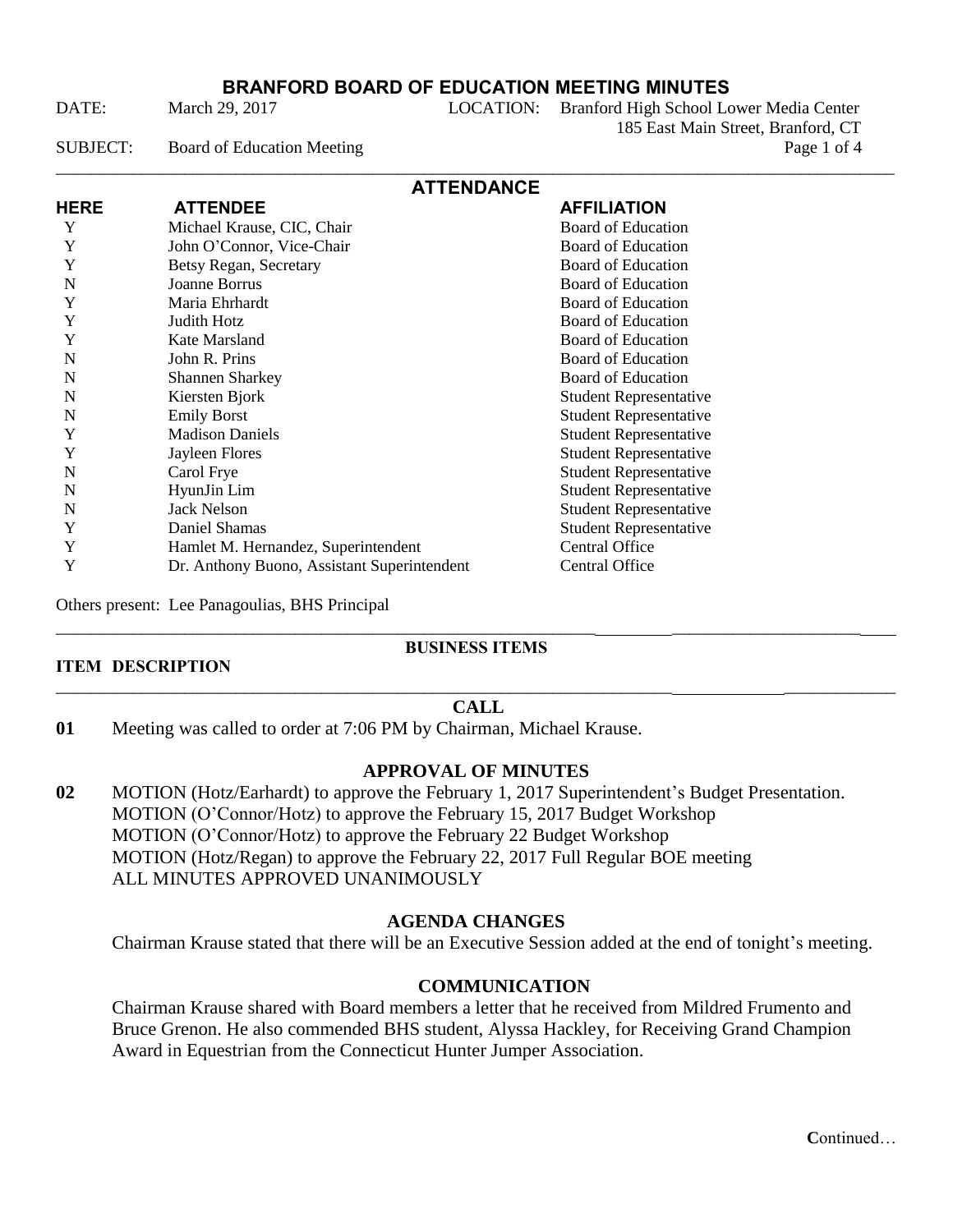# BRANFORD BOARD OF EDUCATION MEETING MINUTES

DATE: March 29, 2017 LOCATION: Branford High School Lower Media Center 185 East Main Street, Branford, CT

SUBJECT: Board of Education Meeting

## ATTENDANCE

| HERE | ATTENDEE | AFFILIATION |
|---|---|---|
| Y | Michael Krause, CIC, Chair | Board of Education |
| Y | John O'Connor, Vice-Chair | Board of Education |
| Y | Betsy Regan, Secretary | Board of Education |
| N | Joanne Borrus | Board of Education |
| Y | Maria Ehrhardt | Board of Education |
| Y | Judith Hotz | Board of Education |
| Y | Kate Marsland | Board of Education |
| N | John R. Prins | Board of Education |
| N | Shannen Sharkey | Board of Education |
| N | Kiersten Bjork | Student Representative |
| N | Emily Borst | Student Representative |
| Y | Madison Daniels | Student Representative |
| Y | Jayleen Flores | Student Representative |
| N | Carol Frye | Student Representative |
| N | HyunJin Lim | Student Representative |
| N | Jack Nelson | Student Representative |
| Y | Daniel Shamas | Student Representative |
| Y | Hamlet M. Hernandez, Superintendent | Central Office |
| Y | Dr. Anthony Buono, Assistant Superintendent | Central Office |

Others present: Lee Panagoulias, BHS Principal

## BUSINESS ITEMS

**ITEM DESCRIPTION**

### CALL

**01** Meeting was called to order at 7:06 PM by Chairman, Michael Krause.

### APPROVAL OF MINUTES

**02** MOTION (Hotz/Earhardt) to approve the February 1, 2017 Superintendent's Budget Presentation.
MOTION (O'Connor/Hotz) to approve the February 15, 2017 Budget Workshop
MOTION (O'Connor/Hotz) to approve the February 22 Budget Workshop
MOTION (Hotz/Regan) to approve the February 22, 2017 Full Regular BOE meeting
ALL MINUTES APPROVED UNANIMOUSLY

### AGENDA CHANGES

Chairman Krause stated that there will be an Executive Session added at the end of tonight's meeting.

### COMMUNICATION

Chairman Krause shared with Board members a letter that he received from Mildred Frumento and Bruce Grenon. He also commended BHS student, Alyssa Hackley, for Receiving Grand Champion Award in Equestrian from the Connecticut Hunter Jumper Association.

Continued…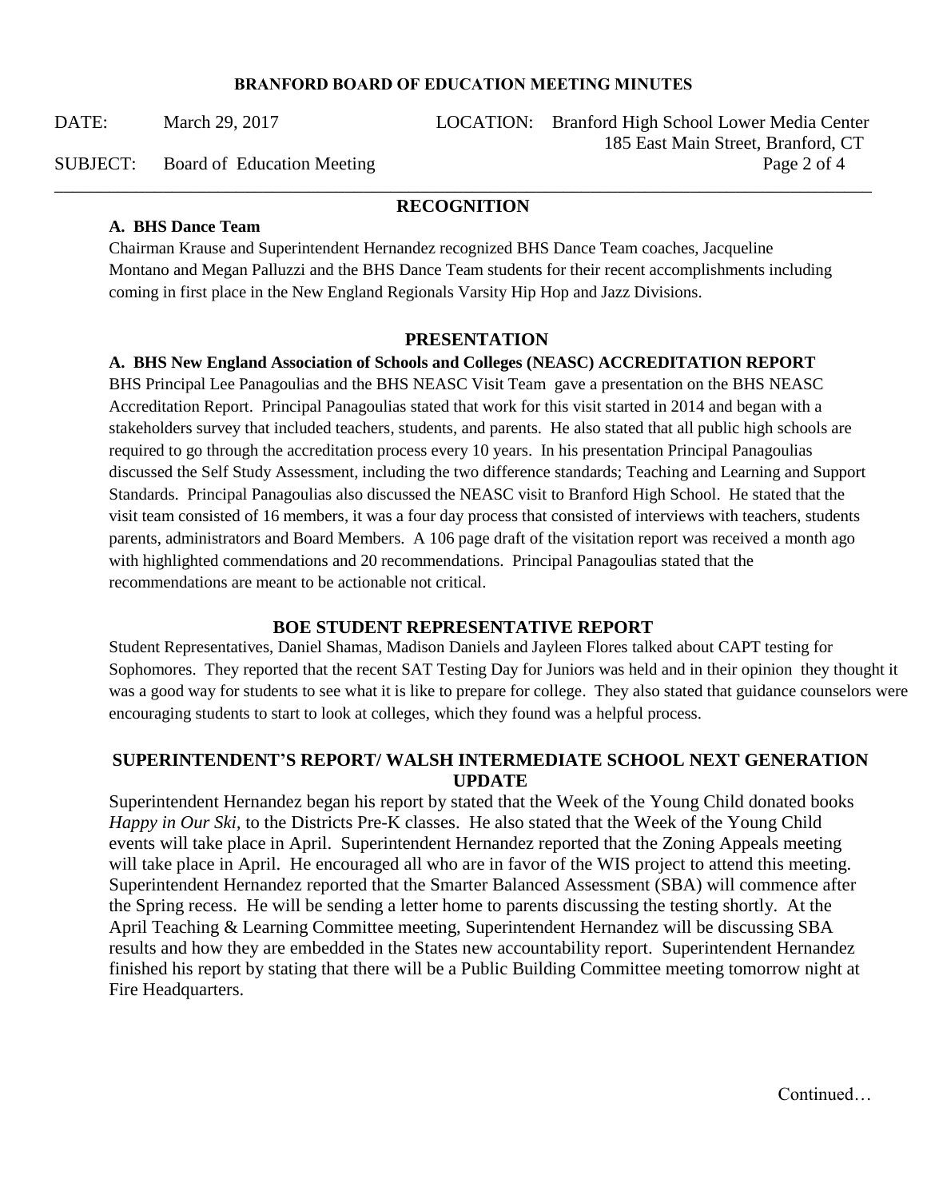## RECOGNITION

**A. BHS Dance Team**

Chairman Krause and Superintendent Hernandez recognized BHS Dance Team coaches, Jacqueline Montano and Megan Palluzzi and the BHS Dance Team students for their recent accomplishments including coming in first place in the New England Regionals Varsity Hip Hop and Jazz Divisions.

## PRESENTATION

**A. BHS New England Association of Schools and Colleges (NEASC) ACCREDITATION REPORT**

BHS Principal Lee Panagoulias and the BHS NEASC Visit Team gave a presentation on the BHS NEASC Accreditation Report. Principal Panagoulias stated that work for this visit started in 2014 and began with a stakeholders survey that included teachers, students, and parents. He also stated that all public high schools are required to go through the accreditation process every 10 years. In his presentation Principal Panagoulias discussed the Self Study Assessment, including the two difference standards; Teaching and Learning and Support Standards. Principal Panagoulias also discussed the NEASC visit to Branford High School. He stated that the visit team consisted of 16 members, it was a four day process that consisted of interviews with teachers, students parents, administrators and Board Members. A 106 page draft of the visitation report was received a month ago with highlighted commendations and 20 recommendations. Principal Panagoulias stated that the recommendations are meant to be actionable not critical.

## BOE STUDENT REPRESENTATIVE REPORT

Student Representatives, Daniel Shamas, Madison Daniels and Jayleen Flores talked about CAPT testing for Sophomores. They reported that the recent SAT Testing Day for Juniors was held and in their opinion they thought it was a good way for students to see what it is like to prepare for college. They also stated that guidance counselors were encouraging students to start to look at colleges, which they found was a helpful process.

## SUPERINTENDENT'S REPORT/ WALSH INTERMEDIATE SCHOOL NEXT GENERATION UPDATE

Superintendent Hernandez began his report by stated that the Week of the Young Child donated books *Happy in Our Ski*, to the Districts Pre-K classes. He also stated that the Week of the Young Child events will take place in April. Superintendent Hernandez reported that the Zoning Appeals meeting will take place in April. He encouraged all who are in favor of the WIS project to attend this meeting. Superintendent Hernandez reported that the Smarter Balanced Assessment (SBA) will commence after the Spring recess. He will be sending a letter home to parents discussing the testing shortly. At the April Teaching & Learning Committee meeting, Superintendent Hernandez will be discussing SBA results and how they are embedded in the States new accountability report. Superintendent Hernandez finished his report by stating that there will be a Public Building Committee meeting tomorrow night at Fire Headquarters.

Continued…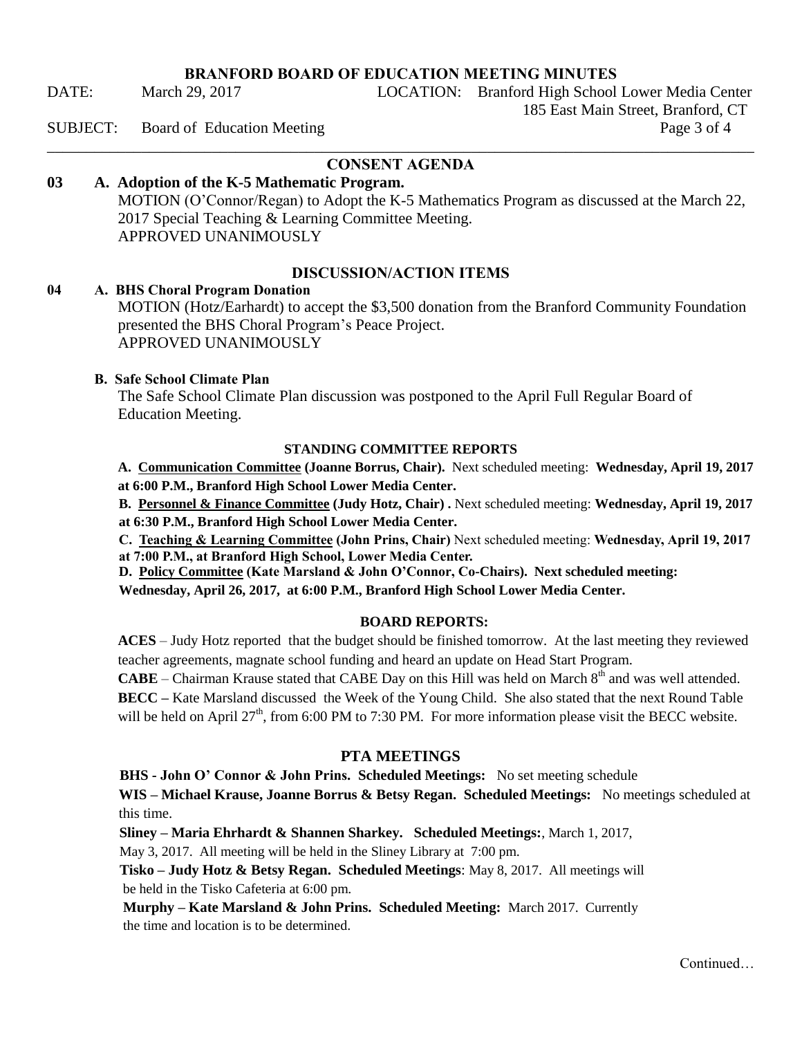**BRANFORD BOARD OF EDUCATION MEETING MINUTES**

DATE: March 29, 2017 LOCATION: Branford High School Lower Media Center 185 East Main Street, Branford, CT

SUBJECT: Board of Education Meeting

## CONSENT AGENDA

**03 A. Adoption of the K-5 Mathematic Program.**

MOTION (O'Connor/Regan) to Adopt the K-5 Mathematics Program as discussed at the March 22, 2017 Special Teaching & Learning Committee Meeting.
APPROVED UNANIMOUSLY

## DISCUSSION/ACTION ITEMS

**04 A. BHS Choral Program Donation**

MOTION (Hotz/Earhardt) to accept the $3,500 donation from the Branford Community Foundation presented the BHS Choral Program's Peace Project.
APPROVED UNANIMOUSLY

**B. Safe School Climate Plan**

The Safe School Climate Plan discussion was postponed to the April Full Regular Board of Education Meeting.

### STANDING COMMITTEE REPORTS

**A. Communication Committee (Joanne Borrus, Chair).** Next scheduled meeting: **Wednesday, April 19, 2017 at 6:00 P.M., Branford High School Lower Media Center.**

**B. Personnel & Finance Committee (Judy Hotz, Chair) .** Next scheduled meeting: **Wednesday, April 19, 2017 at 6:30 P.M., Branford High School Lower Media Center.**

**C. Teaching & Learning Committee (John Prins, Chair)** Next scheduled meeting: **Wednesday, April 19, 2017 at 7:00 P.M., at Branford High School, Lower Media Center.**

**D. Policy Committee (Kate Marsland & John O'Connor, Co-Chairs). Next scheduled meeting: Wednesday, April 26, 2017, at 6:00 P.M., Branford High School Lower Media Center.**

### BOARD REPORTS:

**ACES** – Judy Hotz reported that the budget should be finished tomorrow. At the last meeting they reviewed teacher agreements, magnate school funding and heard an update on Head Start Program.

**CABE** – Chairman Krause stated that CABE Day on this Hill was held on March 8th and was well attended.

**BECC –** Kate Marsland discussed the Week of the Young Child. She also stated that the next Round Table will be held on April 27th, from 6:00 PM to 7:30 PM. For more information please visit the BECC website.

## PTA MEETINGS

**BHS - John O' Connor & John Prins. Scheduled Meetings:** No set meeting schedule

**WIS – Michael Krause, Joanne Borrus & Betsy Regan. Scheduled Meetings:** No meetings scheduled at this time.

**Sliney – Maria Ehrhardt & Shannen Sharkey. Scheduled Meetings:**, March 1, 2017, May 3, 2017. All meeting will be held in the Sliney Library at 7:00 pm.

**Tisko – Judy Hotz & Betsy Regan. Scheduled Meetings**: May 8, 2017. All meetings will be held in the Tisko Cafeteria at 6:00 pm.

**Murphy – Kate Marsland & John Prins. Scheduled Meeting:** March 2017. Currently the time and location is to be determined.

Continued…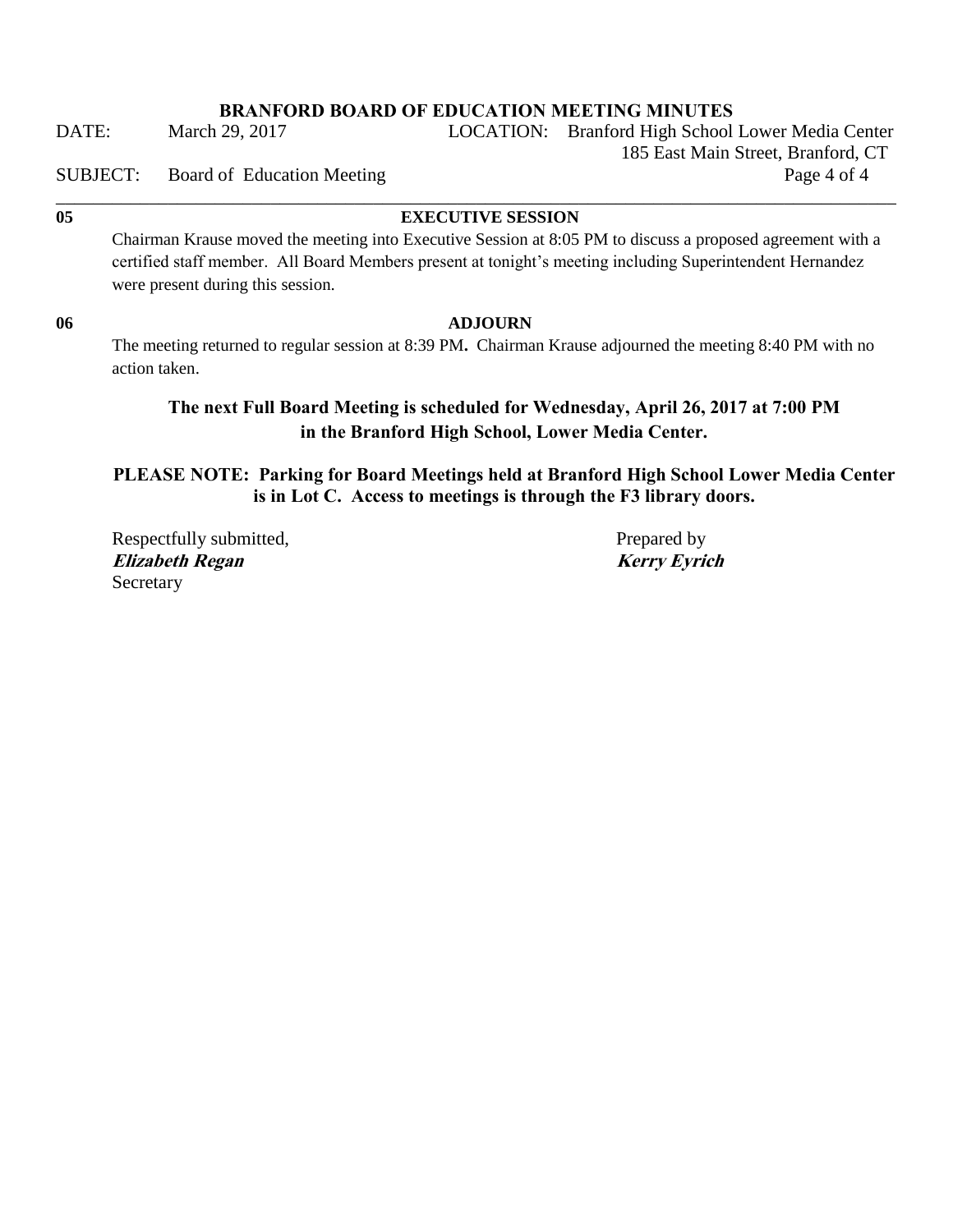## 05 EXECUTIVE SESSION

Chairman Krause moved the meeting into Executive Session at 8:05 PM to discuss a proposed agreement with a certified staff member. All Board Members present at tonight's meeting including Superintendent Hernandez were present during this session.

## 06 ADJOURN

The meeting returned to regular session at 8:39 PM**.** Chairman Krause adjourned the meeting 8:40 PM with no action taken.

**The next Full Board Meeting is scheduled for Wednesday, April 26, 2017 at 7:00 PM in the Branford High School, Lower Media Center.**

**PLEASE NOTE: Parking for Board Meetings held at Branford High School Lower Media Center is in Lot C. Access to meetings is through the F3 library doors.**

Respectfully submitted,
***Elizabeth Regan***
Secretary

Prepared by
***Kerry Eyrich***